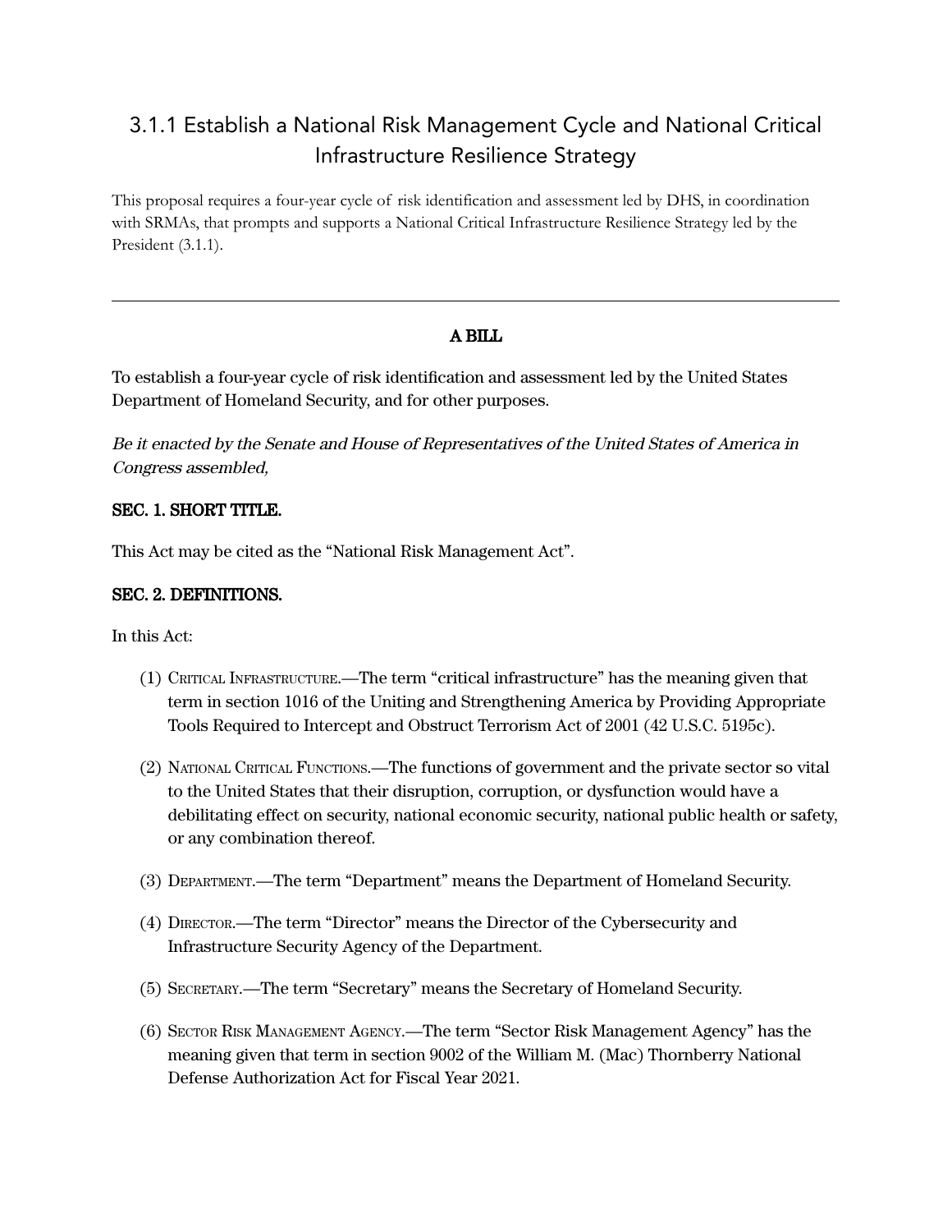# 3.1.1 Establish a National Risk Management Cycle and National Critical Infrastructure Resilience Strategy

This proposal requires a four-year cycle of risk identification and assessment led by DHS, in coordination with SRMAs, that prompts and supports a National Critical Infrastructure Resilience Strategy led by the President (3.1.1).

---

**A BILL**

To establish a four-year cycle of risk identification and assessment led by the United States Department of Homeland Security, and for other purposes.

*Be it enacted by the Senate and House of Representatives of the United States of America in Congress assembled,*

**SEC. 1. SHORT TITLE.**

This Act may be cited as the "National Risk Management Act".

**SEC. 2. DEFINITIONS.**

In this Act:

(1) CRITICAL INFRASTRUCTURE.—The term "critical infrastructure" has the meaning given that term in section 1016 of the Uniting and Strengthening America by Providing Appropriate Tools Required to Intercept and Obstruct Terrorism Act of 2001 (42 U.S.C. 5195c).

(2) NATIONAL CRITICAL FUNCTIONS.—The functions of government and the private sector so vital to the United States that their disruption, corruption, or dysfunction would have a debilitating effect on security, national economic security, national public health or safety, or any combination thereof.

(3) DEPARTMENT.—The term "Department" means the Department of Homeland Security.

(4) DIRECTOR.—The term "Director" means the Director of the Cybersecurity and Infrastructure Security Agency of the Department.

(5) SECRETARY.—The term "Secretary" means the Secretary of Homeland Security.

(6) SECTOR RISK MANAGEMENT AGENCY.—The term "Sector Risk Management Agency" has the meaning given that term in section 9002 of the William M. (Mac) Thornberry National Defense Authorization Act for Fiscal Year 2021.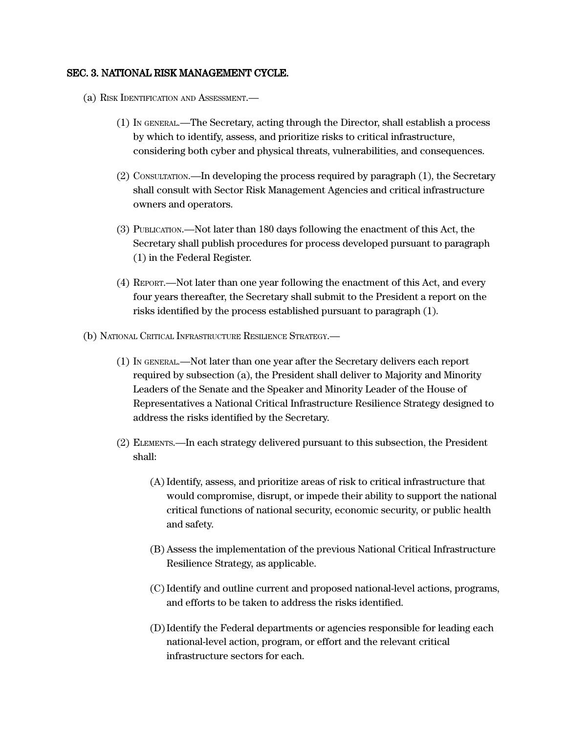**SEC. 3. NATIONAL RISK MANAGEMENT CYCLE.**

(a) Risk Identification and Assessment.—

(1) In general.—The Secretary, acting through the Director, shall establish a process by which to identify, assess, and prioritize risks to critical infrastructure, considering both cyber and physical threats, vulnerabilities, and consequences.

(2) Consultation.—In developing the process required by paragraph (1), the Secretary shall consult with Sector Risk Management Agencies and critical infrastructure owners and operators.

(3) Publication.—Not later than 180 days following the enactment of this Act, the Secretary shall publish procedures for process developed pursuant to paragraph (1) in the Federal Register.

(4) Report.—Not later than one year following the enactment of this Act, and every four years thereafter, the Secretary shall submit to the President a report on the risks identified by the process established pursuant to paragraph (1).

(b) National Critical Infrastructure Resilience Strategy.—

(1) In general.—Not later than one year after the Secretary delivers each report required by subsection (a), the President shall deliver to Majority and Minority Leaders of the Senate and the Speaker and Minority Leader of the House of Representatives a National Critical Infrastructure Resilience Strategy designed to address the risks identified by the Secretary.

(2) Elements.—In each strategy delivered pursuant to this subsection, the President shall:

(A) Identify, assess, and prioritize areas of risk to critical infrastructure that would compromise, disrupt, or impede their ability to support the national critical functions of national security, economic security, or public health and safety.

(B) Assess the implementation of the previous National Critical Infrastructure Resilience Strategy, as applicable.

(C) Identify and outline current and proposed national-level actions, programs, and efforts to be taken to address the risks identified.

(D) Identify the Federal departments or agencies responsible for leading each national-level action, program, or effort and the relevant critical infrastructure sectors for each.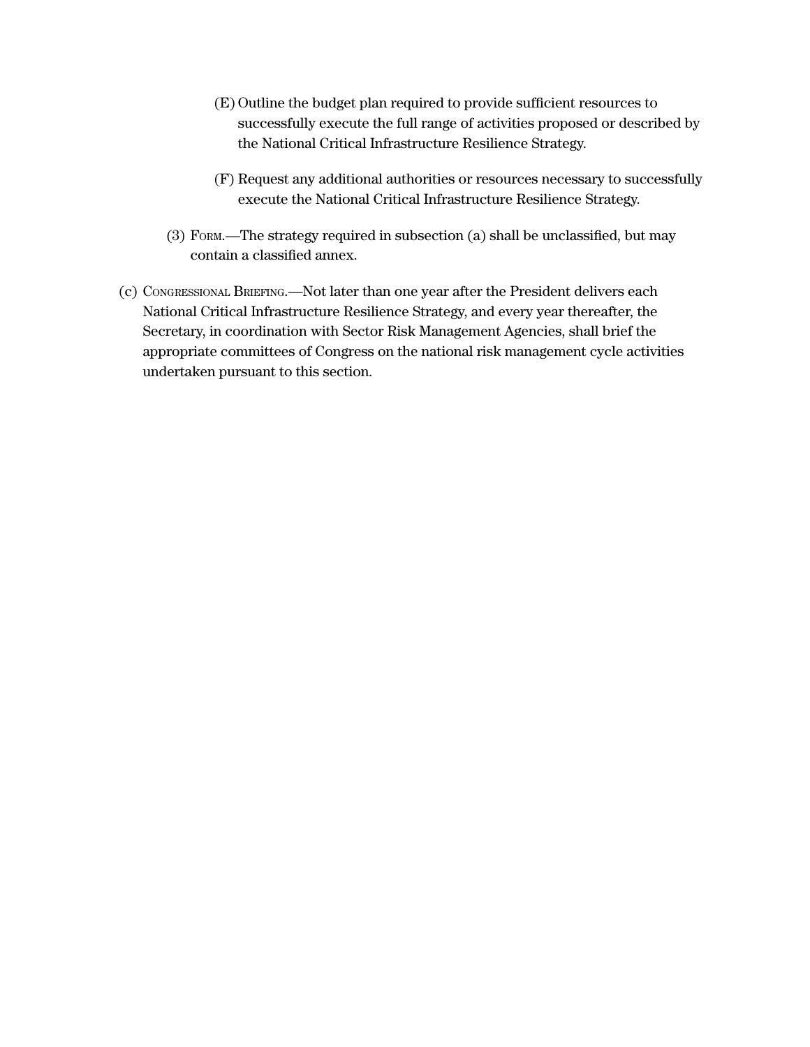(E) Outline the budget plan required to provide sufficient resources to successfully execute the full range of activities proposed or described by the National Critical Infrastructure Resilience Strategy.

(F) Request any additional authorities or resources necessary to successfully execute the National Critical Infrastructure Resilience Strategy.

(3) Form.—The strategy required in subsection (a) shall be unclassified, but may contain a classified annex.

(c) Congressional Briefing.—Not later than one year after the President delivers each National Critical Infrastructure Resilience Strategy, and every year thereafter, the Secretary, in coordination with Sector Risk Management Agencies, shall brief the appropriate committees of Congress on the national risk management cycle activities undertaken pursuant to this section.